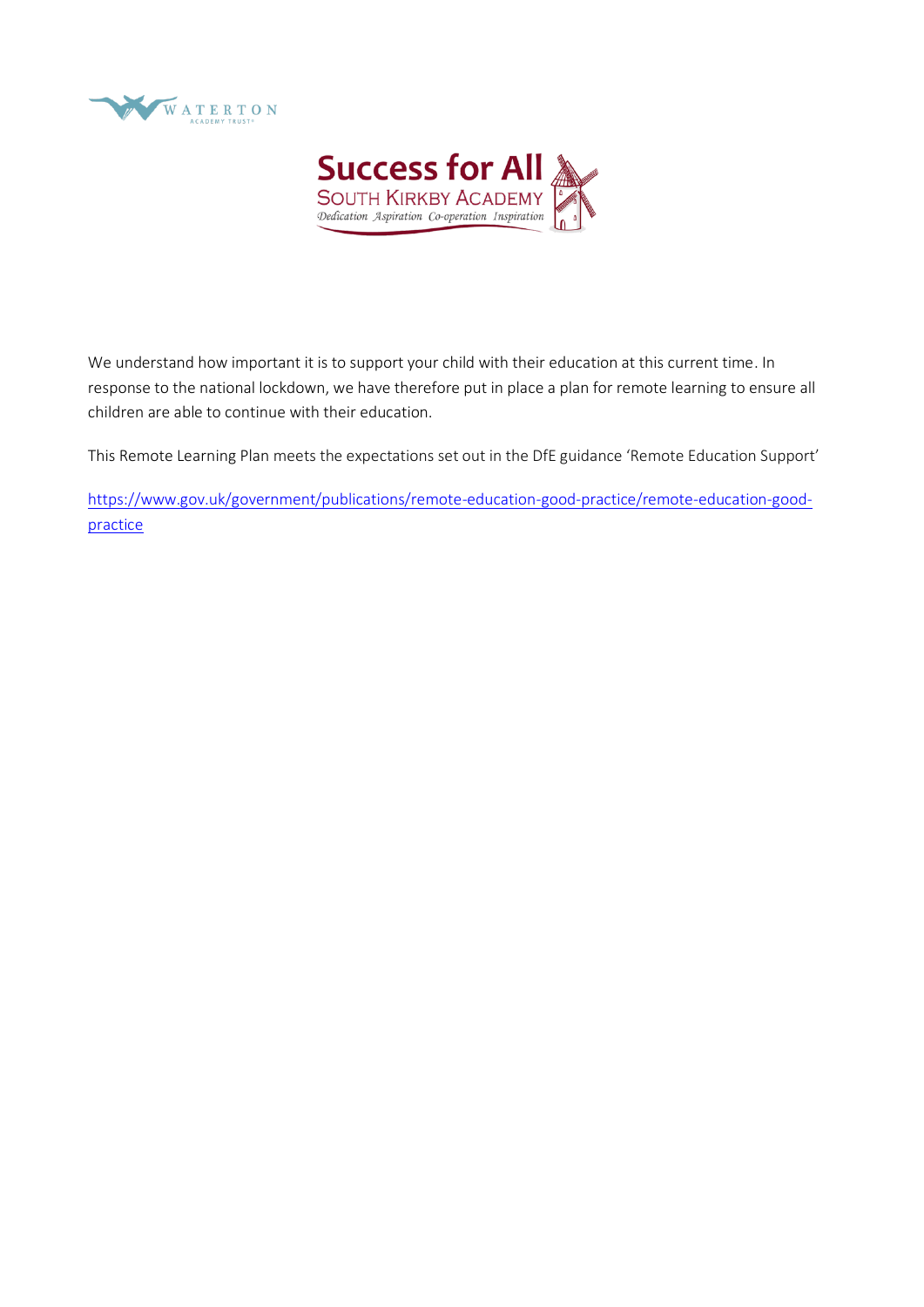We understand how important it is to support your child with their education at this current time. In response to the national lockdown, we have therefore put in place a plan for remote learning to ensure all children are able to continue with their education.

This Remote Learning Plan meets the expectations set out in the DfE guidance 'Remote Education Support'

[https://www.gov.uk/government/publications/remote-education-good-practice/remote-education-good-practice](https://www.gov.uk/government/publications/remote-education-good-practice/remote-education-good-practice)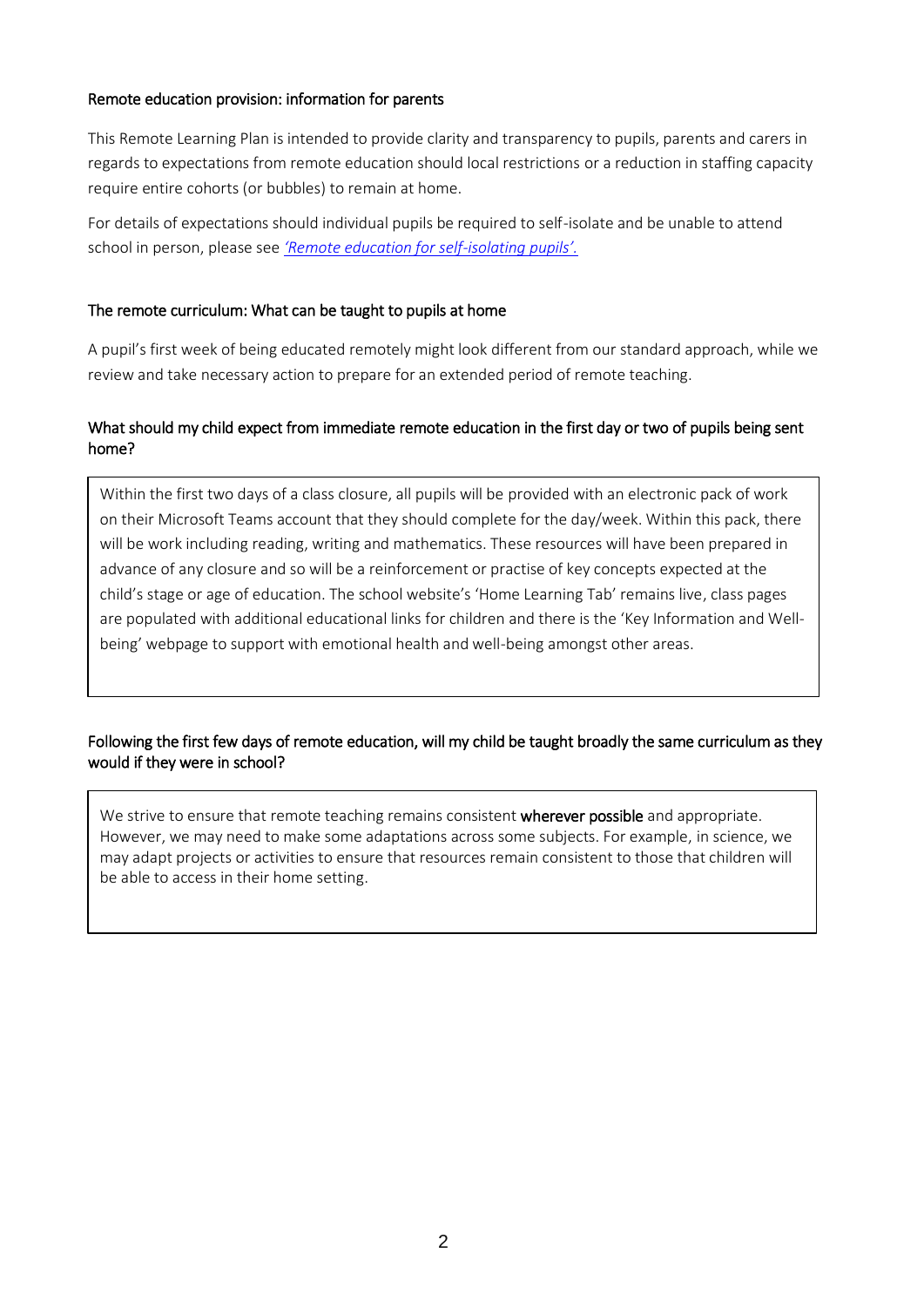## Remote education provision: information for parents

This Remote Learning Plan is intended to provide clarity and transparency to pupils, parents and carers in regards to expectations from remote education should local restrictions or a reduction in staffing capacity require entire cohorts (or bubbles) to remain at home.

For details of expectations should individual pupils be required to self-isolate and be unable to attend school in person, please see *'Remote education for self-isolating pupils'.*

## The remote curriculum: What can be taught to pupils at home

A pupil's first week of being educated remotely might look different from our standard approach, while we review and take necessary action to prepare for an extended period of remote teaching.

### What should my child expect from immediate remote education in the first day or two of pupils being sent home?

Within the first two days of a class closure, all pupils will be provided with an electronic pack of work on their Microsoft Teams account that they should complete for the day/week. Within this pack, there will be work including reading, writing and mathematics. These resources will have been prepared in advance of any closure and so will be a reinforcement or practise of key concepts expected at the child's stage or age of education. The school website's 'Home Learning Tab' remains live, class pages are populated with additional educational links for children and there is the 'Key Information and Well-being' webpage to support with emotional health and well-being amongst other areas.

### Following the first few days of remote education, will my child be taught broadly the same curriculum as they would if they were in school?

We strive to ensure that remote teaching remains consistent **wherever possible** and appropriate. However, we may need to make some adaptations across some subjects. For example, in science, we may adapt projects or activities to ensure that resources remain consistent to those that children will be able to access in their home setting.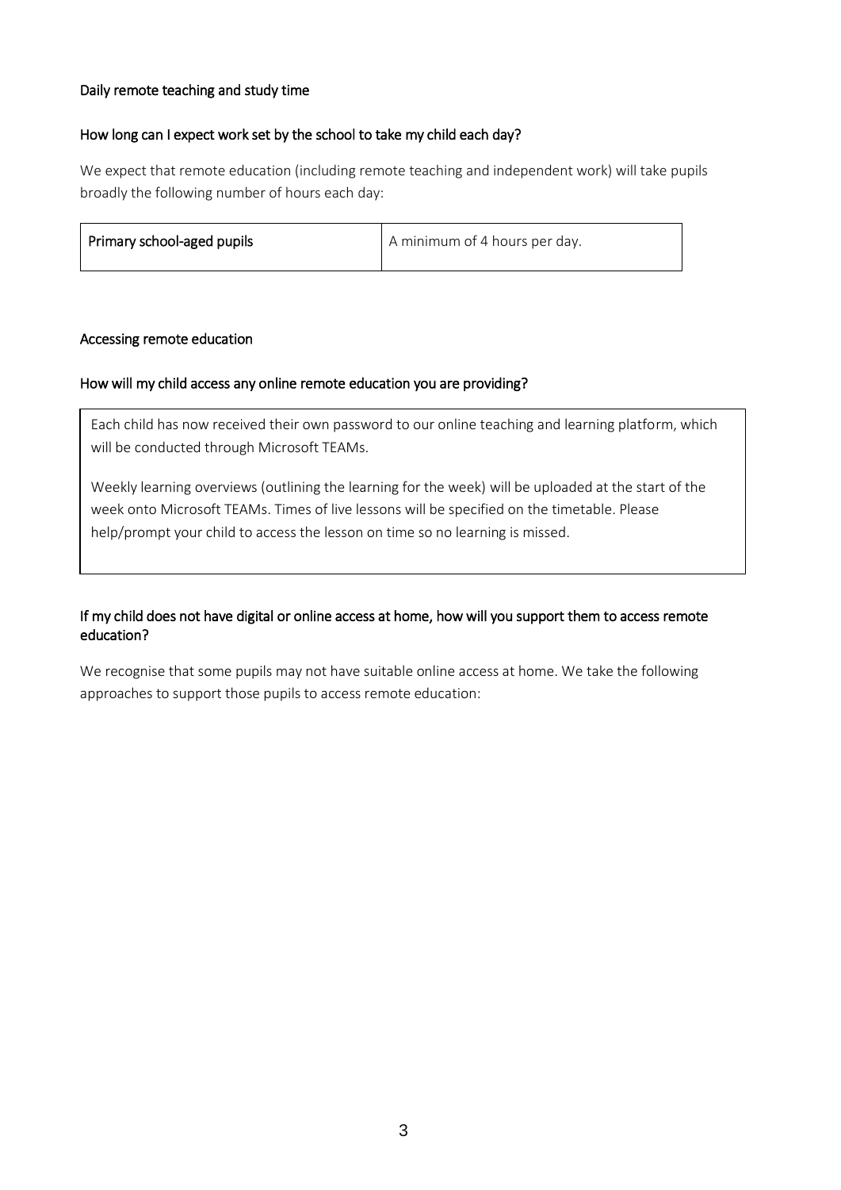### Daily remote teaching and study time

#### How long can I expect work set by the school to take my child each day?

We expect that remote education (including remote teaching and independent work) will take pupils broadly the following number of hours each day:

| Primary school-aged pupils | A minimum of 4 hours per day. |
|---|---|

### Accessing remote education

#### How will my child access any online remote education you are providing?

Each child has now received their own password to our online teaching and learning platform, which will be conducted through Microsoft TEAMs.

Weekly learning overviews (outlining the learning for the week) will be uploaded at the start of the week onto Microsoft TEAMs. Times of live lessons will be specified on the timetable. Please help/prompt your child to access the lesson on time so no learning is missed.

#### If my child does not have digital or online access at home, how will you support them to access remote education?

We recognise that some pupils may not have suitable online access at home. We take the following approaches to support those pupils to access remote education: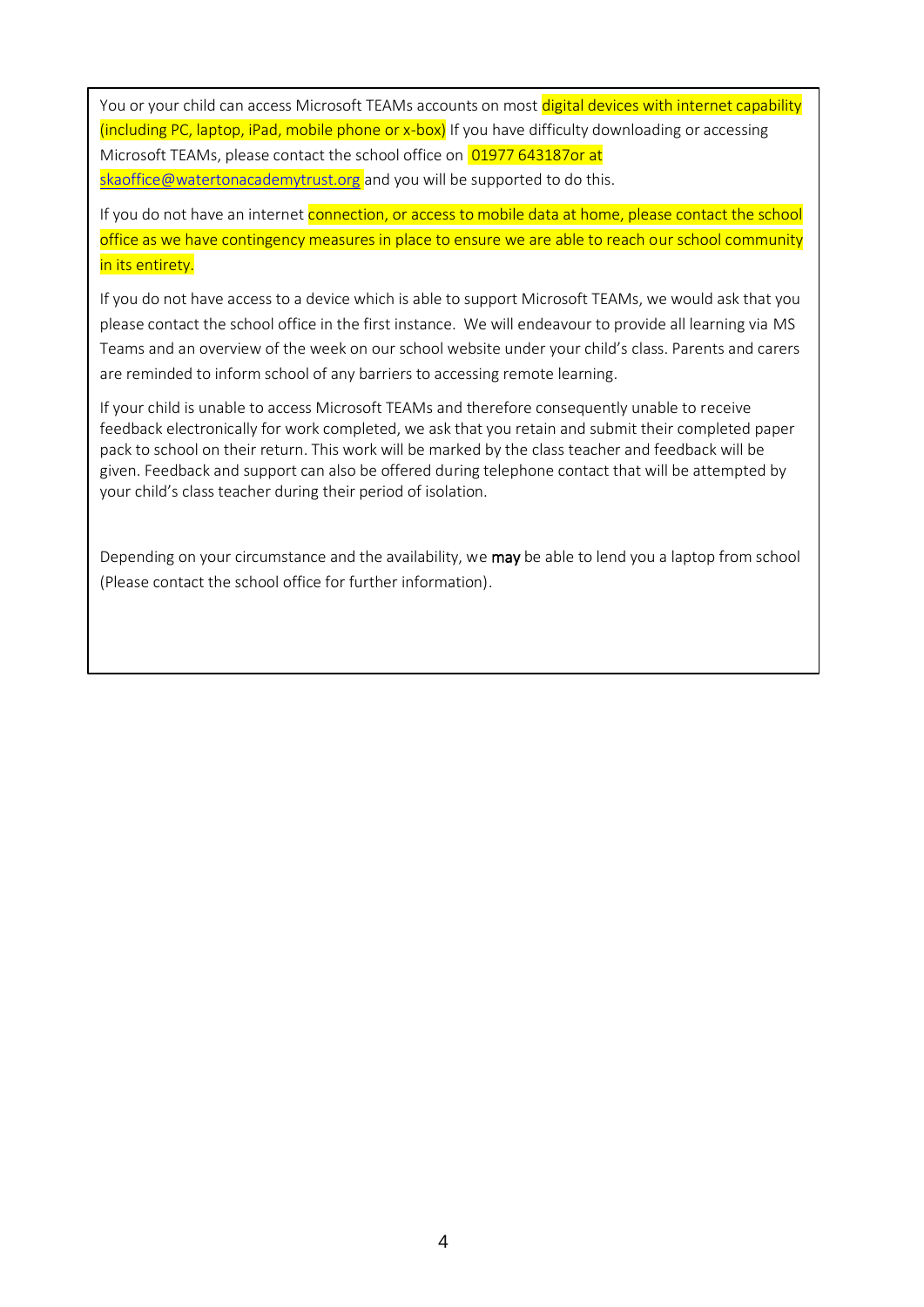You or your child can access Microsoft TEAMs accounts on most digital devices with internet capability (including PC, laptop, iPad, mobile phone or x-box) If you have difficulty downloading or accessing Microsoft TEAMs, please contact the school office on 01977 643187or at skaoffice@watertonacademytrust.org and you will be supported to do this.

If you do not have an internet connection, or access to mobile data at home, please contact the school office as we have contingency measures in place to ensure we are able to reach our school community in its entirety.

If you do not have access to a device which is able to support Microsoft TEAMs, we would ask that you please contact the school office in the first instance. We will endeavour to provide all learning via MS Teams and an overview of the week on our school website under your child's class. Parents and carers are reminded to inform school of any barriers to accessing remote learning.

If your child is unable to access Microsoft TEAMs and therefore consequently unable to receive feedback electronically for work completed, we ask that you retain and submit their completed paper pack to school on their return. This work will be marked by the class teacher and feedback will be given. Feedback and support can also be offered during telephone contact that will be attempted by your child's class teacher during their period of isolation.

Depending on your circumstance and the availability, we **may** be able to lend you a laptop from school (Please contact the school office for further information).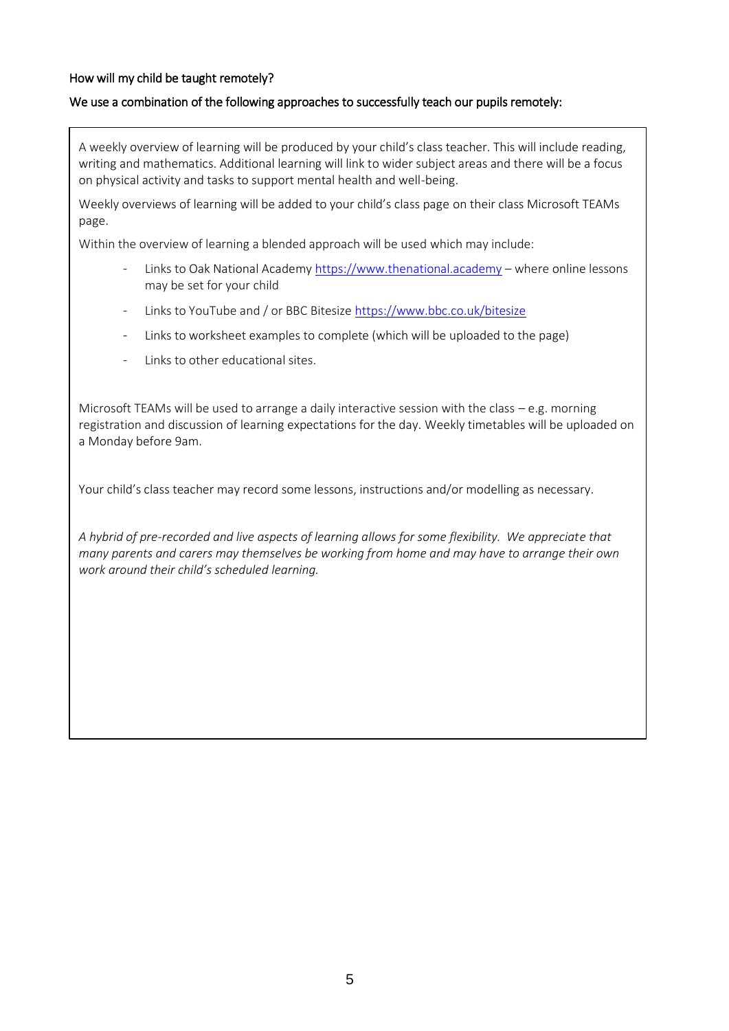### How will my child be taught remotely?

### We use a combination of the following approaches to successfully teach our pupils remotely:

A weekly overview of learning will be produced by your child's class teacher. This will include reading, writing and mathematics. Additional learning will link to wider subject areas and there will be a focus on physical activity and tasks to support mental health and well-being.

Weekly overviews of learning will be added to your child's class page on their class Microsoft TEAMs page.

Within the overview of learning a blended approach will be used which may include:

- Links to Oak National Academy https://www.thenational.academy – where online lessons may be set for your child
- Links to YouTube and / or BBC Bitesize https://www.bbc.co.uk/bitesize
- Links to worksheet examples to complete (which will be uploaded to the page)
- Links to other educational sites.

Microsoft TEAMs will be used to arrange a daily interactive session with the class – e.g. morning registration and discussion of learning expectations for the day. Weekly timetables will be uploaded on a Monday before 9am.

Your child's class teacher may record some lessons, instructions and/or modelling as necessary.

*A hybrid of pre-recorded and live aspects of learning allows for some flexibility. We appreciate that many parents and carers may themselves be working from home and may have to arrange their own work around their child's scheduled learning.*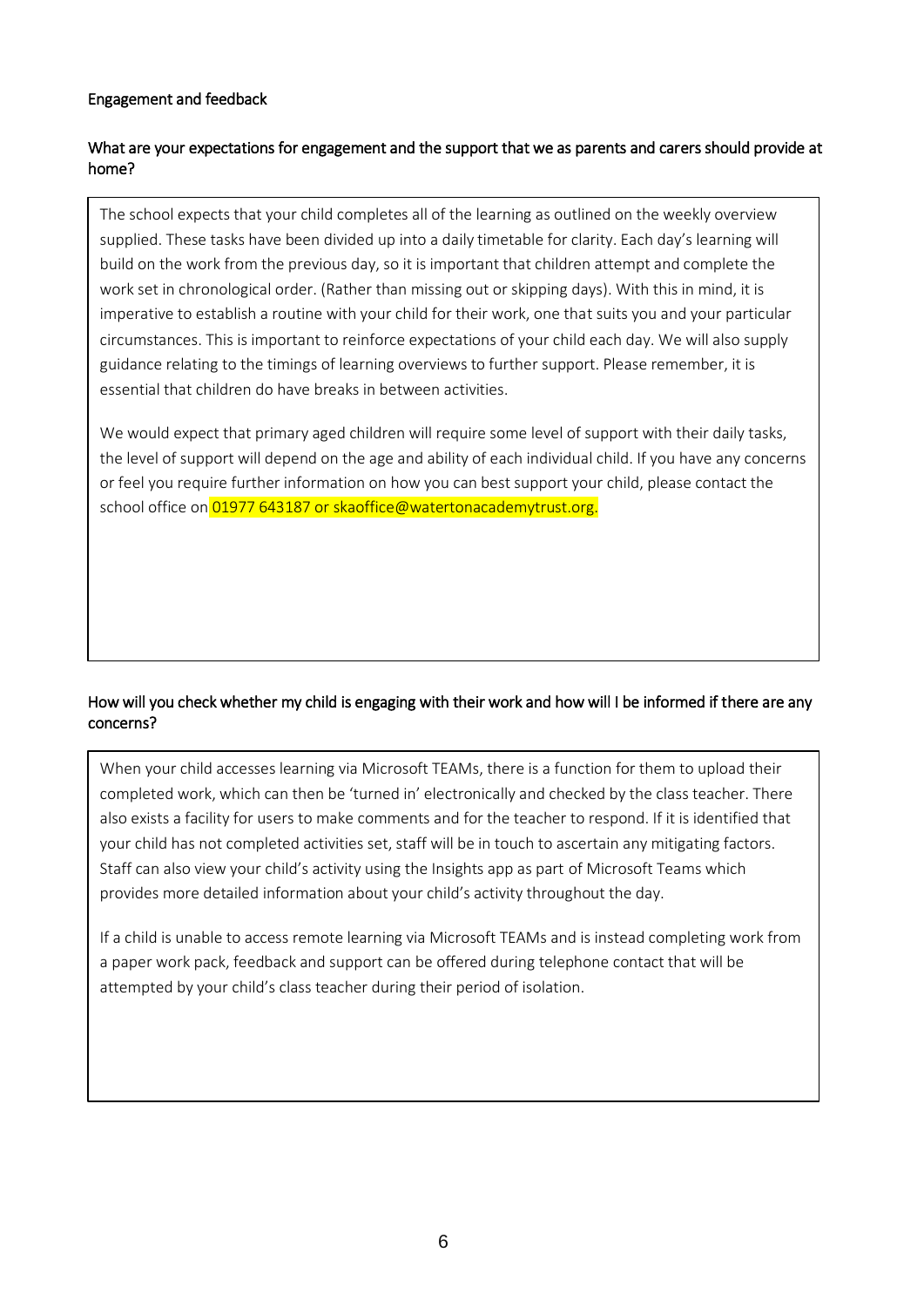## Engagement and feedback

### What are your expectations for engagement and the support that we as parents and carers should provide at home?

The school expects that your child completes all of the learning as outlined on the weekly overview supplied. These tasks have been divided up into a daily timetable for clarity. Each day's learning will build on the work from the previous day, so it is important that children attempt and complete the work set in chronological order. (Rather than missing out or skipping days). With this in mind, it is imperative to establish a routine with your child for their work, one that suits you and your particular circumstances. This is important to reinforce expectations of your child each day. We will also supply guidance relating to the timings of learning overviews to further support. Please remember, it is essential that children do have breaks in between activities.

We would expect that primary aged children will require some level of support with their daily tasks, the level of support will depend on the age and ability of each individual child. If you have any concerns or feel you require further information on how you can best support your child, please contact the school office on 01977 643187 or skaoffice@watertonacademytrust.org.

### How will you check whether my child is engaging with their work and how will I be informed if there are any concerns?

When your child accesses learning via Microsoft TEAMs, there is a function for them to upload their completed work, which can then be 'turned in' electronically and checked by the class teacher. There also exists a facility for users to make comments and for the teacher to respond. If it is identified that your child has not completed activities set, staff will be in touch to ascertain any mitigating factors. Staff can also view your child's activity using the Insights app as part of Microsoft Teams which provides more detailed information about your child's activity throughout the day.

If a child is unable to access remote learning via Microsoft TEAMs and is instead completing work from a paper work pack, feedback and support can be offered during telephone contact that will be attempted by your child's class teacher during their period of isolation.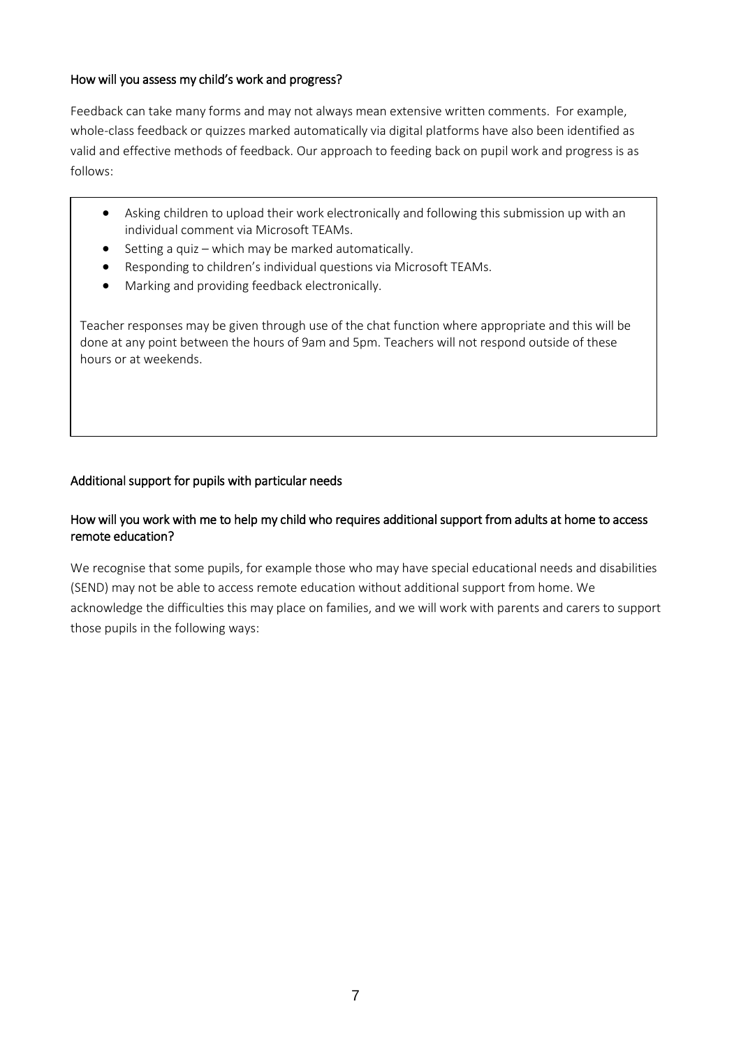### How will you assess my child's work and progress?

Feedback can take many forms and may not always mean extensive written comments. For example, whole-class feedback or quizzes marked automatically via digital platforms have also been identified as valid and effective methods of feedback. Our approach to feeding back on pupil work and progress is as follows:

- Asking children to upload their work electronically and following this submission up with an individual comment via Microsoft TEAMs.
- Setting a quiz – which may be marked automatically.
- Responding to children's individual questions via Microsoft TEAMs.
- Marking and providing feedback electronically.

Teacher responses may be given through use of the chat function where appropriate and this will be done at any point between the hours of 9am and 5pm. Teachers will not respond outside of these hours or at weekends.

### Additional support for pupils with particular needs

### How will you work with me to help my child who requires additional support from adults at home to access remote education?

We recognise that some pupils, for example those who may have special educational needs and disabilities (SEND) may not be able to access remote education without additional support from home. We acknowledge the difficulties this may place on families, and we will work with parents and carers to support those pupils in the following ways: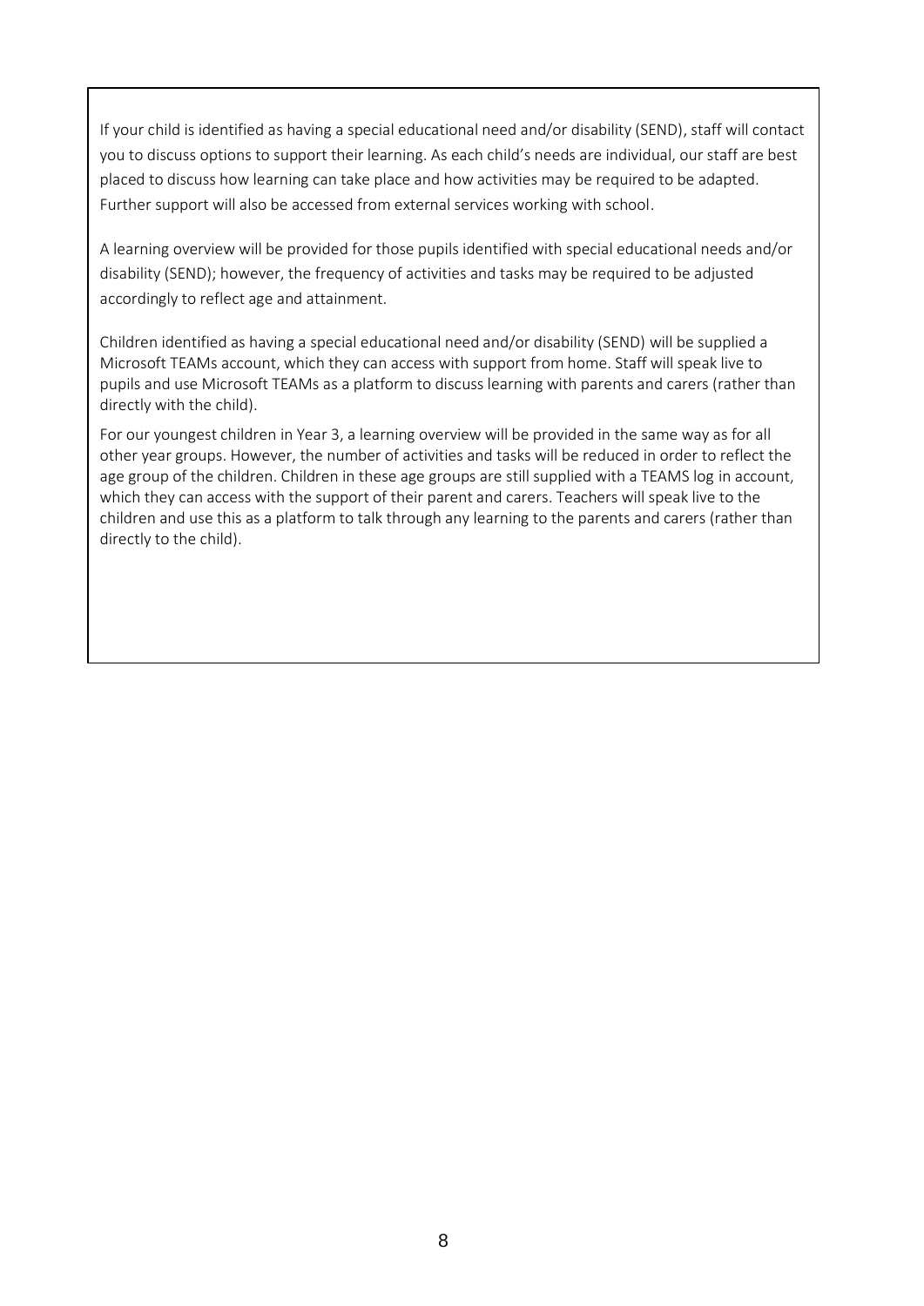If your child is identified as having a special educational need and/or disability (SEND), staff will contact you to discuss options to support their learning. As each child's needs are individual, our staff are best placed to discuss how learning can take place and how activities may be required to be adapted. Further support will also be accessed from external services working with school.

A learning overview will be provided for those pupils identified with special educational needs and/or disability (SEND); however, the frequency of activities and tasks may be required to be adjusted accordingly to reflect age and attainment.

Children identified as having a special educational need and/or disability (SEND) will be supplied a Microsoft TEAMs account, which they can access with support from home. Staff will speak live to pupils and use Microsoft TEAMs as a platform to discuss learning with parents and carers (rather than directly with the child).

For our youngest children in Year 3, a learning overview will be provided in the same way as for all other year groups. However, the number of activities and tasks will be reduced in order to reflect the age group of the children. Children in these age groups are still supplied with a TEAMS log in account, which they can access with the support of their parent and carers. Teachers will speak live to the children and use this as a platform to talk through any learning to the parents and carers (rather than directly to the child).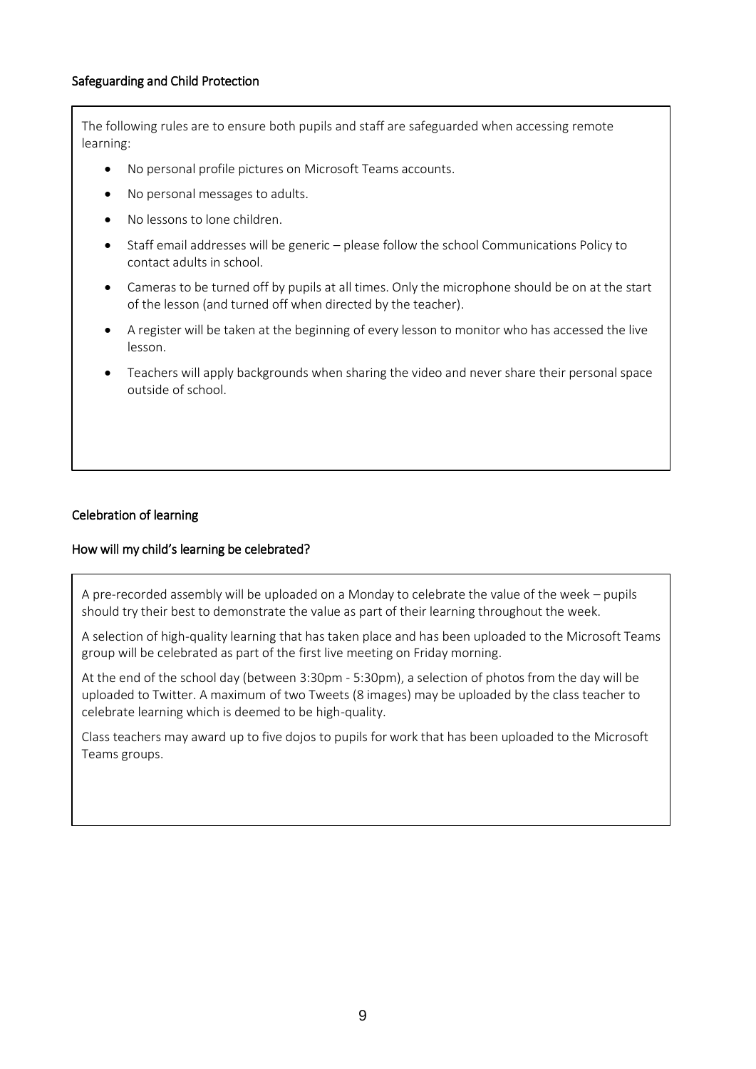## Safeguarding and Child Protection

The following rules are to ensure both pupils and staff are safeguarded when accessing remote learning:

- No personal profile pictures on Microsoft Teams accounts.
- No personal messages to adults.
- No lessons to lone children.
- Staff email addresses will be generic – please follow the school Communications Policy to contact adults in school.
- Cameras to be turned off by pupils at all times. Only the microphone should be on at the start of the lesson (and turned off when directed by the teacher).
- A register will be taken at the beginning of every lesson to monitor who has accessed the live lesson.
- Teachers will apply backgrounds when sharing the video and never share their personal space outside of school.

## Celebration of learning

### How will my child's learning be celebrated?

A pre-recorded assembly will be uploaded on a Monday to celebrate the value of the week – pupils should try their best to demonstrate the value as part of their learning throughout the week.

A selection of high-quality learning that has taken place and has been uploaded to the Microsoft Teams group will be celebrated as part of the first live meeting on Friday morning.

At the end of the school day (between 3:30pm - 5:30pm), a selection of photos from the day will be uploaded to Twitter. A maximum of two Tweets (8 images) may be uploaded by the class teacher to celebrate learning which is deemed to be high-quality.

Class teachers may award up to five dojos to pupils for work that has been uploaded to the Microsoft Teams groups.